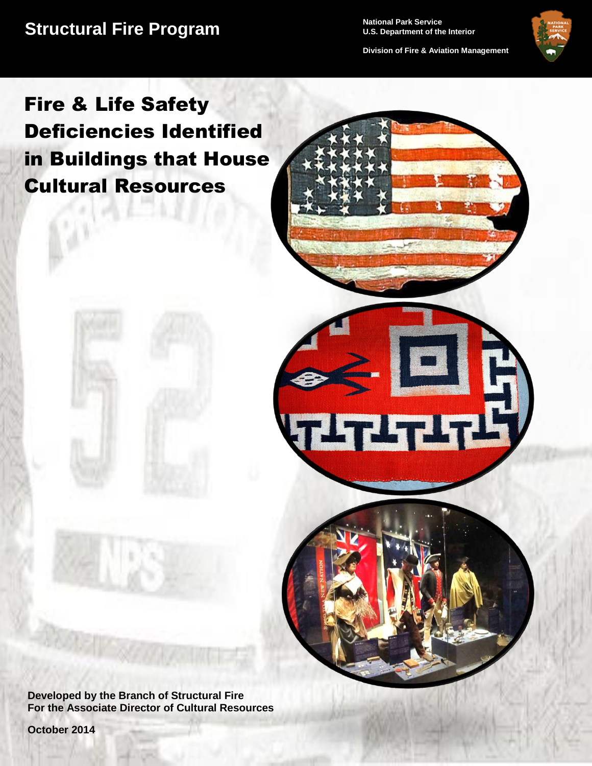Structural Fire Program

National Park Service
U.S. Department of the Interior

Division of Fire & Aviation Management

# Fire & Life Safety Deficiencies Identified in Buildings that House Cultural Resources

**Developed by the Branch of Structural Fire**
**For the Associate Director of Cultural Resources**

**October 2014**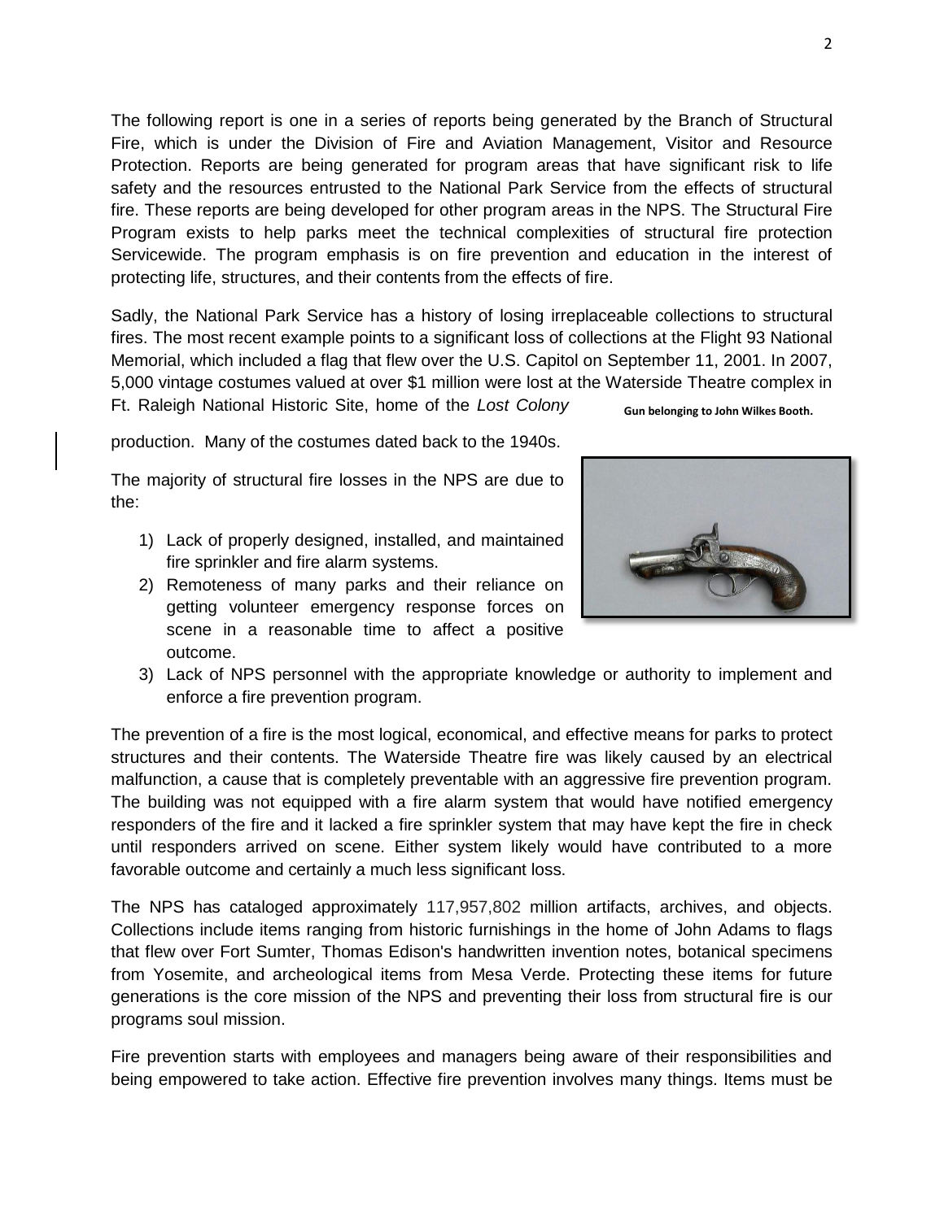The following report is one in a series of reports being generated by the Branch of Structural Fire, which is under the Division of Fire and Aviation Management, Visitor and Resource Protection. Reports are being generated for program areas that have significant risk to life safety and the resources entrusted to the National Park Service from the effects of structural fire. These reports are being developed for other program areas in the NPS. The Structural Fire Program exists to help parks meet the technical complexities of structural fire protection Servicewide. The program emphasis is on fire prevention and education in the interest of protecting life, structures, and their contents from the effects of fire.

Sadly, the National Park Service has a history of losing irreplaceable collections to structural fires. The most recent example points to a significant loss of collections at the Flight 93 National Memorial, which included a flag that flew over the U.S. Capitol on September 11, 2001. In 2007, 5,000 vintage costumes valued at over $1 million were lost at the Waterside Theatre complex in Ft. Raleigh National Historic Site, home of the *Lost Colony* production. Many of the costumes dated back to the 1940s.

**Gun belonging to John Wilkes Booth.**

The majority of structural fire losses in the NPS are due to the:

1) Lack of properly designed, installed, and maintained fire sprinkler and fire alarm systems.
2) Remoteness of many parks and their reliance on getting volunteer emergency response forces on scene in a reasonable time to affect a positive outcome.
3) Lack of NPS personnel with the appropriate knowledge or authority to implement and enforce a fire prevention program.

The prevention of a fire is the most logical, economical, and effective means for parks to protect structures and their contents. The Waterside Theatre fire was likely caused by an electrical malfunction, a cause that is completely preventable with an aggressive fire prevention program. The building was not equipped with a fire alarm system that would have notified emergency responders of the fire and it lacked a fire sprinkler system that may have kept the fire in check until responders arrived on scene. Either system likely would have contributed to a more favorable outcome and certainly a much less significant loss.

The NPS has cataloged approximately 117,957,802 million artifacts, archives, and objects. Collections include items ranging from historic furnishings in the home of John Adams to flags that flew over Fort Sumter, Thomas Edison's handwritten invention notes, botanical specimens from Yosemite, and archeological items from Mesa Verde. Protecting these items for future generations is the core mission of the NPS and preventing their loss from structural fire is our programs soul mission.

Fire prevention starts with employees and managers being aware of their responsibilities and being empowered to take action. Effective fire prevention involves many things. Items must be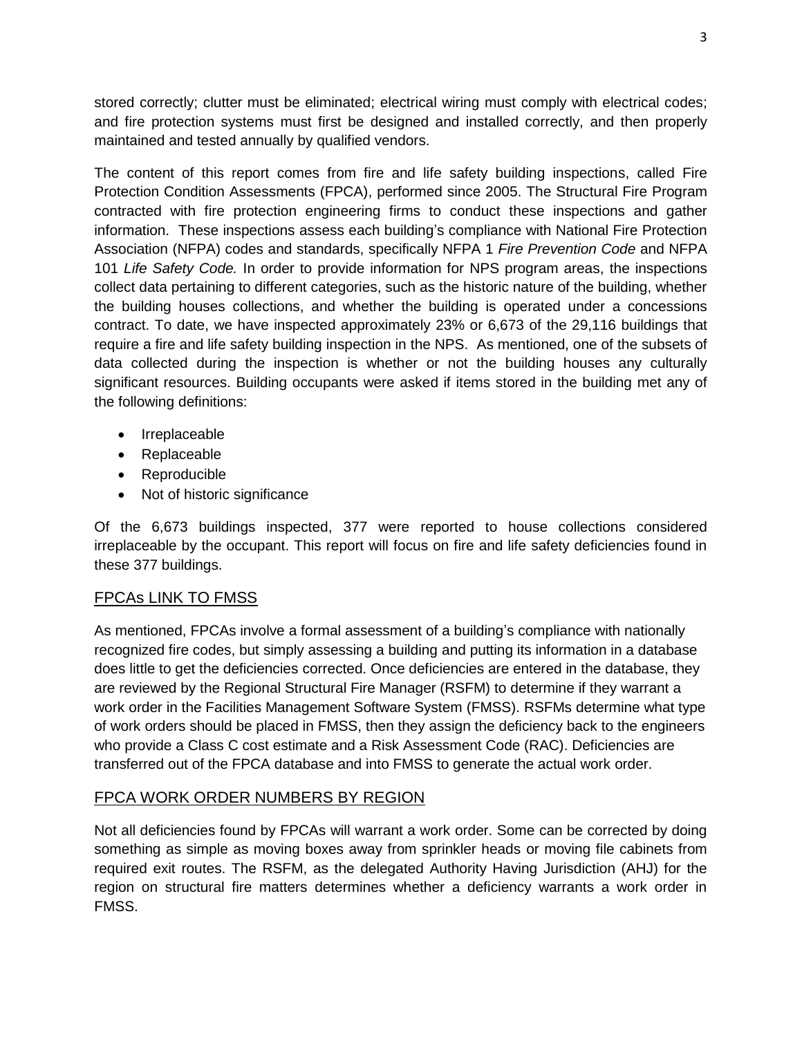stored correctly; clutter must be eliminated; electrical wiring must comply with electrical codes; and fire protection systems must first be designed and installed correctly, and then properly maintained and tested annually by qualified vendors.

The content of this report comes from fire and life safety building inspections, called Fire Protection Condition Assessments (FPCA), performed since 2005. The Structural Fire Program contracted with fire protection engineering firms to conduct these inspections and gather information. These inspections assess each building's compliance with National Fire Protection Association (NFPA) codes and standards, specifically NFPA 1 *Fire Prevention Code* and NFPA 101 *Life Safety Code.* In order to provide information for NPS program areas, the inspections collect data pertaining to different categories, such as the historic nature of the building, whether the building houses collections, and whether the building is operated under a concessions contract. To date, we have inspected approximately 23% or 6,673 of the 29,116 buildings that require a fire and life safety building inspection in the NPS. As mentioned, one of the subsets of data collected during the inspection is whether or not the building houses any culturally significant resources. Building occupants were asked if items stored in the building met any of the following definitions:

- Irreplaceable
- Replaceable
- Reproducible
- Not of historic significance

Of the 6,673 buildings inspected, 377 were reported to house collections considered irreplaceable by the occupant. This report will focus on fire and life safety deficiencies found in these 377 buildings.

## FPCAs LINK TO FMSS

As mentioned, FPCAs involve a formal assessment of a building's compliance with nationally recognized fire codes, but simply assessing a building and putting its information in a database does little to get the deficiencies corrected. Once deficiencies are entered in the database, they are reviewed by the Regional Structural Fire Manager (RSFM) to determine if they warrant a work order in the Facilities Management Software System (FMSS). RSFMs determine what type of work orders should be placed in FMSS, then they assign the deficiency back to the engineers who provide a Class C cost estimate and a Risk Assessment Code (RAC). Deficiencies are transferred out of the FPCA database and into FMSS to generate the actual work order.

## FPCA WORK ORDER NUMBERS BY REGION

Not all deficiencies found by FPCAs will warrant a work order. Some can be corrected by doing something as simple as moving boxes away from sprinkler heads or moving file cabinets from required exit routes. The RSFM, as the delegated Authority Having Jurisdiction (AHJ) for the region on structural fire matters determines whether a deficiency warrants a work order in FMSS.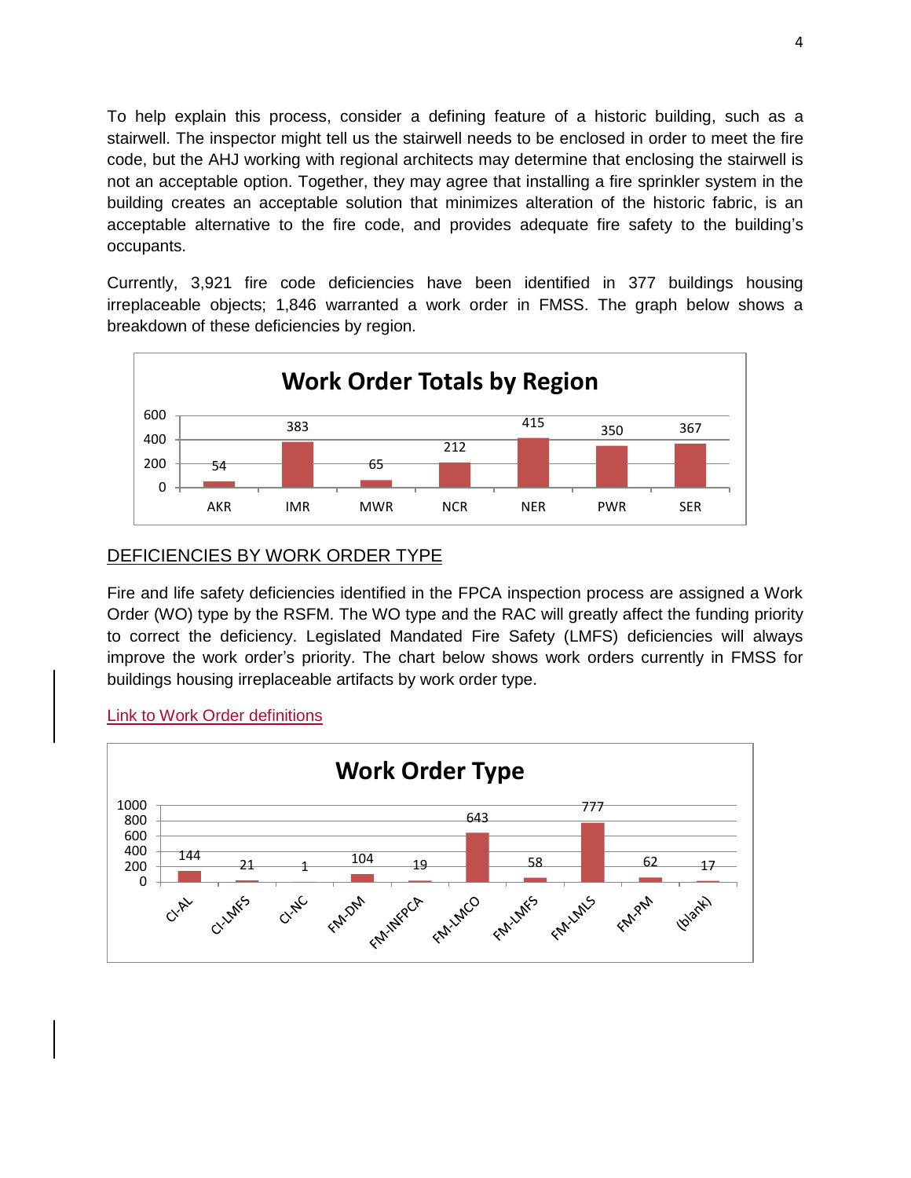To help explain this process, consider a defining feature of a historic building, such as a stairwell. The inspector might tell us the stairwell needs to be enclosed in order to meet the fire code, but the AHJ working with regional architects may determine that enclosing the stairwell is not an acceptable option. Together, they may agree that installing a fire sprinkler system in the building creates an acceptable solution that minimizes alteration of the historic fabric, is an acceptable alternative to the fire code, and provides adequate fire safety to the building's occupants.

Currently, 3,921 fire code deficiencies have been identified in 377 buildings housing irreplaceable objects; 1,846 warranted a work order in FMSS. The graph below shows a breakdown of these deficiencies by region.

**Work Order Totals by Region**

| Region | Work Orders |
|---|---|
| AKR | 54 |
| IMR | 383 |
| MWR | 65 |
| NCR | 212 |
| NER | 415 |
| PWR | 350 |
| SER | 367 |

## DEFICIENCIES BY WORK ORDER TYPE

Fire and life safety deficiencies identified in the FPCA inspection process are assigned a Work Order (WO) type by the RSFM. The WO type and the RAC will greatly affect the funding priority to correct the deficiency. Legislated Mandated Fire Safety (LMFS) deficiencies will always improve the work order's priority. The chart below shows work orders currently in FMSS for buildings housing irreplaceable artifacts by work order type.

Link to Work Order definitions

**Work Order Type**

| Work Order Type | Count |
|---|---|
| CI-AL | 144 |
| CI-LMFS | 21 |
| CI-NC | 1 |
| FM-DM | 104 |
| FM-INFPCA | 19 |
| FM-LMCO | 643 |
| FM-LMFS | 58 |
| FM-LMLS | 777 |
| FM-PM | 62 |
| (blank) | 17 |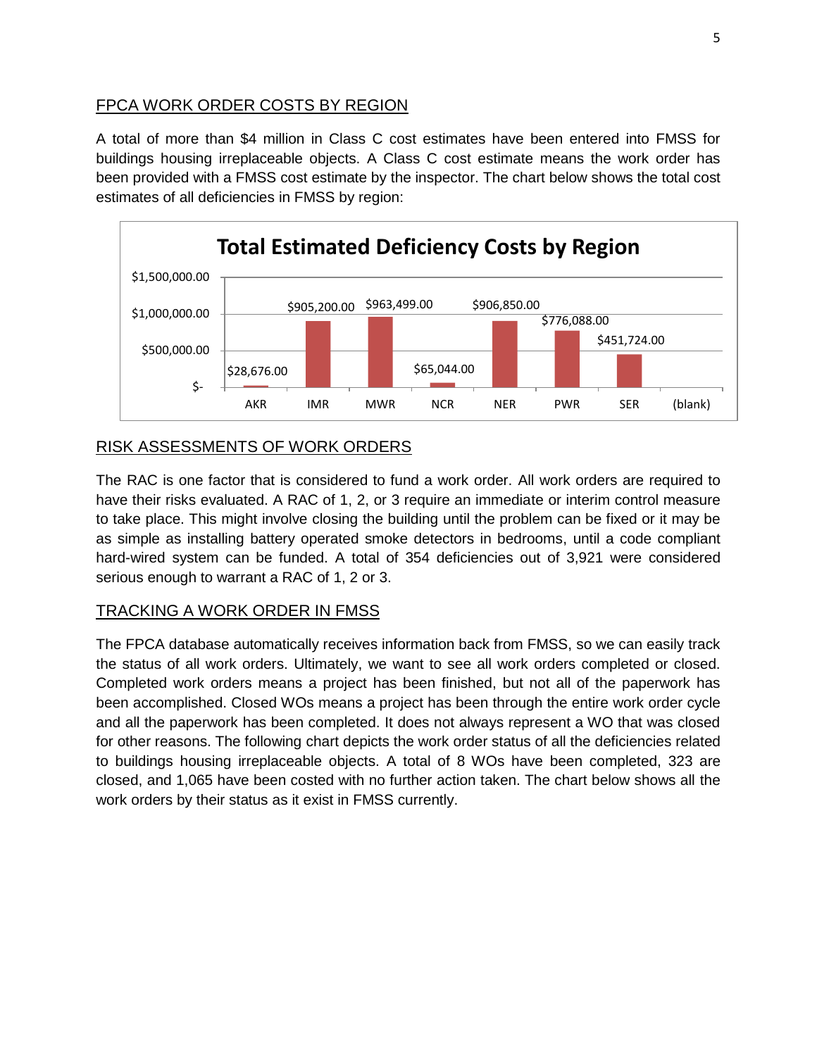## FPCA WORK ORDER COSTS BY REGION

A total of more than $4 million in Class C cost estimates have been entered into FMSS for buildings housing irreplaceable objects. A Class C cost estimate means the work order has been provided with a FMSS cost estimate by the inspector. The chart below shows the total cost estimates of all deficiencies in FMSS by region:

**Total Estimated Deficiency Costs by Region**

| Region | Total Estimated Deficiency Cost |
|---|---|
| AKR | $28,676.00 |
| IMR | $905,200.00 |
| MWR | $963,499.00 |
| NCR | $65,044.00 |
| NER | $906,850.00 |
| PWR | $776,088.00 |
| SER | $451,724.00 |
| (blank) | |

## RISK ASSESSMENTS OF WORK ORDERS

The RAC is one factor that is considered to fund a work order. All work orders are required to have their risks evaluated. A RAC of 1, 2, or 3 require an immediate or interim control measure to take place. This might involve closing the building until the problem can be fixed or it may be as simple as installing battery operated smoke detectors in bedrooms, until a code compliant hard-wired system can be funded. A total of 354 deficiencies out of 3,921 were considered serious enough to warrant a RAC of 1, 2 or 3.

## TRACKING A WORK ORDER IN FMSS

The FPCA database automatically receives information back from FMSS, so we can easily track the status of all work orders. Ultimately, we want to see all work orders completed or closed. Completed work orders means a project has been finished, but not all of the paperwork has been accomplished. Closed WOs means a project has been through the entire work order cycle and all the paperwork has been completed. It does not always represent a WO that was closed for other reasons. The following chart depicts the work order status of all the deficiencies related to buildings housing irreplaceable objects. A total of 8 WOs have been completed, 323 are closed, and 1,065 have been costed with no further action taken. The chart below shows all the work orders by their status as it exist in FMSS currently.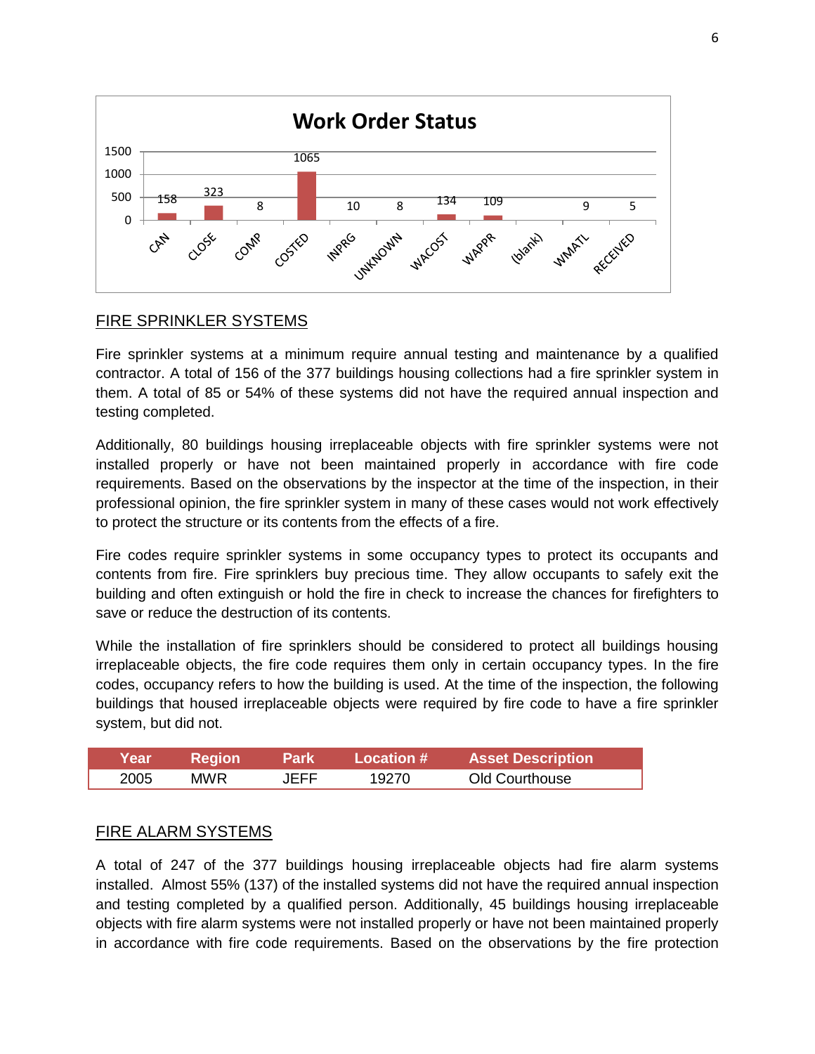**Work Order Status**

| Status | Count |
|---|---|
| CAN | 158 |
| CLOSE | 323 |
| COMP | 8 |
| COSTED | 1065 |
| INPRG | 10 |
| UNKNOWN | 8 |
| WACOST | 134 |
| WAPPR | 109 |
| (blank) | |
| WMATL | 9 |
| RECEIVED | 5 |

## FIRE SPRINKLER SYSTEMS

Fire sprinkler systems at a minimum require annual testing and maintenance by a qualified contractor. A total of 156 of the 377 buildings housing collections had a fire sprinkler system in them. A total of 85 or 54% of these systems did not have the required annual inspection and testing completed.

Additionally, 80 buildings housing irreplaceable objects with fire sprinkler systems were not installed properly or have not been maintained properly in accordance with fire code requirements. Based on the observations by the inspector at the time of the inspection, in their professional opinion, the fire sprinkler system in many of these cases would not work effectively to protect the structure or its contents from the effects of a fire.

Fire codes require sprinkler systems in some occupancy types to protect its occupants and contents from fire. Fire sprinklers buy precious time. They allow occupants to safely exit the building and often extinguish or hold the fire in check to increase the chances for firefighters to save or reduce the destruction of its contents.

While the installation of fire sprinklers should be considered to protect all buildings housing irreplaceable objects, the fire code requires them only in certain occupancy types. In the fire codes, occupancy refers to how the building is used. At the time of the inspection, the following buildings that housed irreplaceable objects were required by fire code to have a fire sprinkler system, but did not.

| Year | Region | Park | Location # | Asset Description |
|---|---|---|---|---|
| 2005 | MWR | JEFF | 19270 | Old Courthouse |

## FIRE ALARM SYSTEMS

A total of 247 of the 377 buildings housing irreplaceable objects had fire alarm systems installed. Almost 55% (137) of the installed systems did not have the required annual inspection and testing completed by a qualified person. Additionally, 45 buildings housing irreplaceable objects with fire alarm systems were not installed properly or have not been maintained properly in accordance with fire code requirements. Based on the observations by the fire protection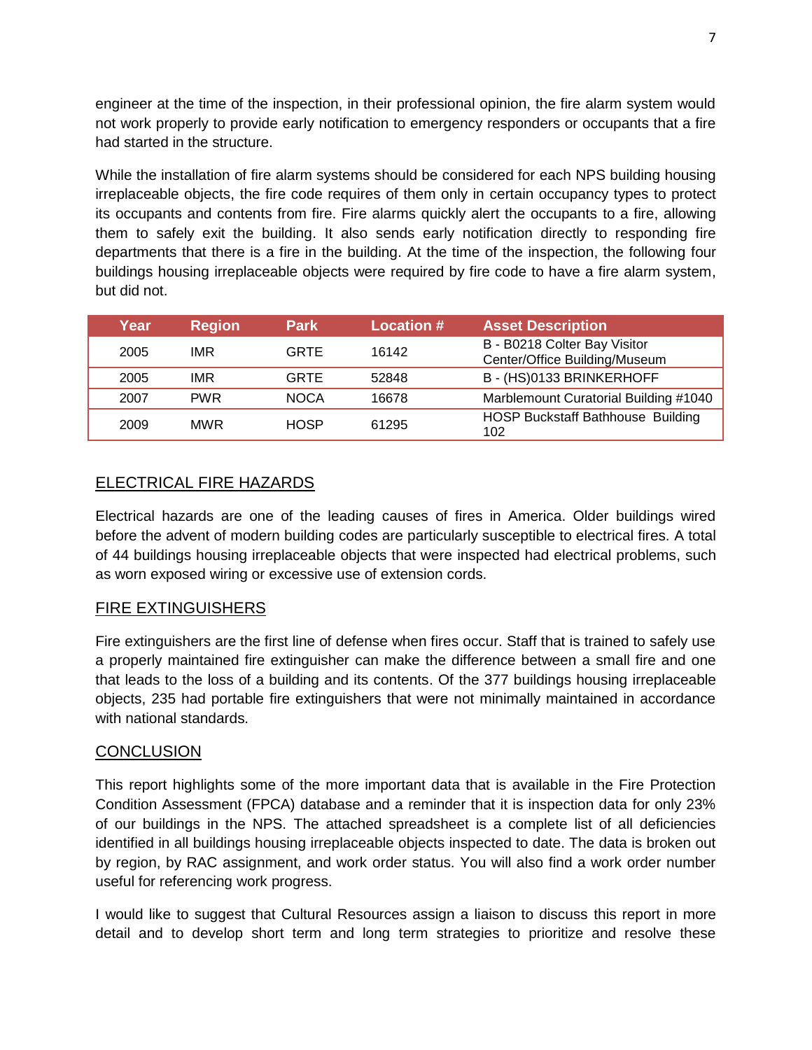engineer at the time of the inspection, in their professional opinion, the fire alarm system would not work properly to provide early notification to emergency responders or occupants that a fire had started in the structure.

While the installation of fire alarm systems should be considered for each NPS building housing irreplaceable objects, the fire code requires of them only in certain occupancy types to protect its occupants and contents from fire. Fire alarms quickly alert the occupants to a fire, allowing them to safely exit the building. It also sends early notification directly to responding fire departments that there is a fire in the building. At the time of the inspection, the following four buildings housing irreplaceable objects were required by fire code to have a fire alarm system, but did not.

| Year | Region | Park | Location # | Asset Description |
|---|---|---|---|---|
| 2005 | IMR | GRTE | 16142 | B - B0218 Colter Bay Visitor Center/Office Building/Museum |
| 2005 | IMR | GRTE | 52848 | B - (HS)0133 BRINKERHOFF |
| 2007 | PWR | NOCA | 16678 | Marblemount Curatorial Building #1040 |
| 2009 | MWR | HOSP | 61295 | HOSP Buckstaff Bathhouse Building 102 |

## ELECTRICAL FIRE HAZARDS

Electrical hazards are one of the leading causes of fires in America. Older buildings wired before the advent of modern building codes are particularly susceptible to electrical fires. A total of 44 buildings housing irreplaceable objects that were inspected had electrical problems, such as worn exposed wiring or excessive use of extension cords.

## FIRE EXTINGUISHERS

Fire extinguishers are the first line of defense when fires occur. Staff that is trained to safely use a properly maintained fire extinguisher can make the difference between a small fire and one that leads to the loss of a building and its contents. Of the 377 buildings housing irreplaceable objects, 235 had portable fire extinguishers that were not minimally maintained in accordance with national standards.

## CONCLUSION

This report highlights some of the more important data that is available in the Fire Protection Condition Assessment (FPCA) database and a reminder that it is inspection data for only 23% of our buildings in the NPS. The attached spreadsheet is a complete list of all deficiencies identified in all buildings housing irreplaceable objects inspected to date. The data is broken out by region, by RAC assignment, and work order status. You will also find a work order number useful for referencing work progress.

I would like to suggest that Cultural Resources assign a liaison to discuss this report in more detail and to develop short term and long term strategies to prioritize and resolve these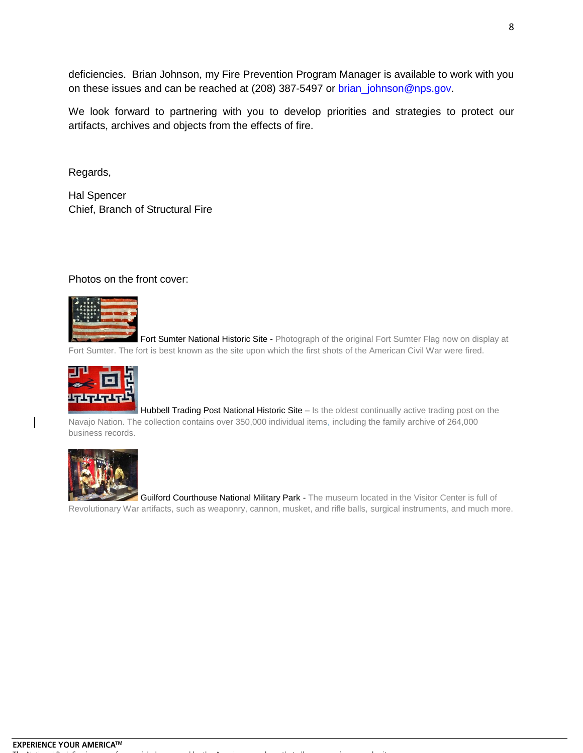deficiencies. Brian Johnson, my Fire Prevention Program Manager is available to work with you on these issues and can be reached at (208) 387-5497 or brian_johnson@nps.gov.

We look forward to partnering with you to develop priorities and strategies to protect our artifacts, archives and objects from the effects of fire.

Regards,

Hal Spencer
Chief, Branch of Structural Fire

Photos on the front cover:

Fort Sumter National Historic Site - Photograph of the original Fort Sumter Flag now on display at Fort Sumter. The fort is best known as the site upon which the first shots of the American Civil War were fired.

Hubbell Trading Post National Historic Site – Is the oldest continually active trading post on the Navajo Nation. The collection contains over 350,000 individual items, including the family archive of 264,000 business records.

Guilford Courthouse National Military Park - The museum located in the Visitor Center is full of Revolutionary War artifacts, such as weaponry, cannon, musket, and rifle balls, surgical instruments, and much more.